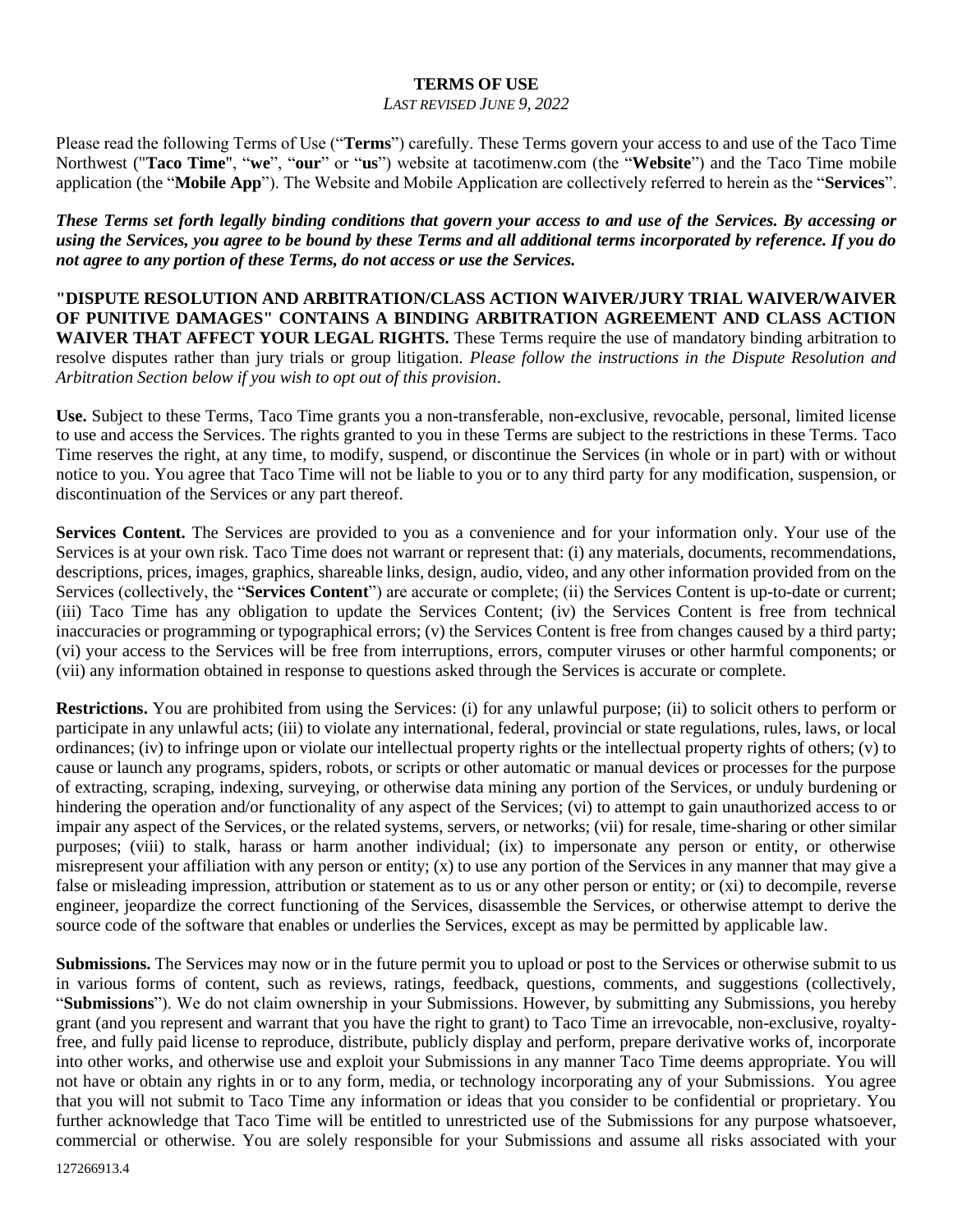# TERMS OF USE

*LAST REVISED JUNE 9, 2022*

Please read the following Terms of Use ("**Terms**") carefully. These Terms govern your access to and use of the Taco Time Northwest ("**Taco Time**", "**we**", "**our**" or "**us**") website at tacotimenw.com (the "**Website**") and the Taco Time mobile application (the "**Mobile App**"). The Website and Mobile Application are collectively referred to herein as the "**Services**".

***These Terms set forth legally binding conditions that govern your access to and use of the Services. By accessing or using the Services, you agree to be bound by these Terms and all additional terms incorporated by reference. If you do not agree to any portion of these Terms, do not access or use the Services.***

**"DISPUTE RESOLUTION AND ARBITRATION/CLASS ACTION WAIVER/JURY TRIAL WAIVER/WAIVER OF PUNITIVE DAMAGES" CONTAINS A BINDING ARBITRATION AGREEMENT AND CLASS ACTION WAIVER THAT AFFECT YOUR LEGAL RIGHTS.** These Terms require the use of mandatory binding arbitration to resolve disputes rather than jury trials or group litigation. *Please follow the instructions in the Dispute Resolution and Arbitration Section below if you wish to opt out of this provision*.

**Use.** Subject to these Terms, Taco Time grants you a non-transferable, non-exclusive, revocable, personal, limited license to use and access the Services. The rights granted to you in these Terms are subject to the restrictions in these Terms. Taco Time reserves the right, at any time, to modify, suspend, or discontinue the Services (in whole or in part) with or without notice to you. You agree that Taco Time will not be liable to you or to any third party for any modification, suspension, or discontinuation of the Services or any part thereof.

**Services Content.** The Services are provided to you as a convenience and for your information only. Your use of the Services is at your own risk. Taco Time does not warrant or represent that: (i) any materials, documents, recommendations, descriptions, prices, images, graphics, shareable links, design, audio, video, and any other information provided from on the Services (collectively, the "**Services Content**") are accurate or complete; (ii) the Services Content is up-to-date or current; (iii) Taco Time has any obligation to update the Services Content; (iv) the Services Content is free from technical inaccuracies or programming or typographical errors; (v) the Services Content is free from changes caused by a third party; (vi) your access to the Services will be free from interruptions, errors, computer viruses or other harmful components; or (vii) any information obtained in response to questions asked through the Services is accurate or complete.

**Restrictions.** You are prohibited from using the Services: (i) for any unlawful purpose; (ii) to solicit others to perform or participate in any unlawful acts; (iii) to violate any international, federal, provincial or state regulations, rules, laws, or local ordinances; (iv) to infringe upon or violate our intellectual property rights or the intellectual property rights of others; (v) to cause or launch any programs, spiders, robots, or scripts or other automatic or manual devices or processes for the purpose of extracting, scraping, indexing, surveying, or otherwise data mining any portion of the Services, or unduly burdening or hindering the operation and/or functionality of any aspect of the Services; (vi) to attempt to gain unauthorized access to or impair any aspect of the Services, or the related systems, servers, or networks; (vii) for resale, time-sharing or other similar purposes; (viii) to stalk, harass or harm another individual; (ix) to impersonate any person or entity, or otherwise misrepresent your affiliation with any person or entity; (x) to use any portion of the Services in any manner that may give a false or misleading impression, attribution or statement as to us or any other person or entity; or (xi) to decompile, reverse engineer, jeopardize the correct functioning of the Services, disassemble the Services, or otherwise attempt to derive the source code of the software that enables or underlies the Services, except as may be permitted by applicable law.

**Submissions.** The Services may now or in the future permit you to upload or post to the Services or otherwise submit to us in various forms of content, such as reviews, ratings, feedback, questions, comments, and suggestions (collectively, "**Submissions**"). We do not claim ownership in your Submissions. However, by submitting any Submissions, you hereby grant (and you represent and warrant that you have the right to grant) to Taco Time an irrevocable, non-exclusive, royalty-free, and fully paid license to reproduce, distribute, publicly display and perform, prepare derivative works of, incorporate into other works, and otherwise use and exploit your Submissions in any manner Taco Time deems appropriate. You will not have or obtain any rights in or to any form, media, or technology incorporating any of your Submissions. You agree that you will not submit to Taco Time any information or ideas that you consider to be confidential or proprietary. You further acknowledge that Taco Time will be entitled to unrestricted use of the Submissions for any purpose whatsoever, commercial or otherwise. You are solely responsible for your Submissions and assume all risks associated with your

127266913.4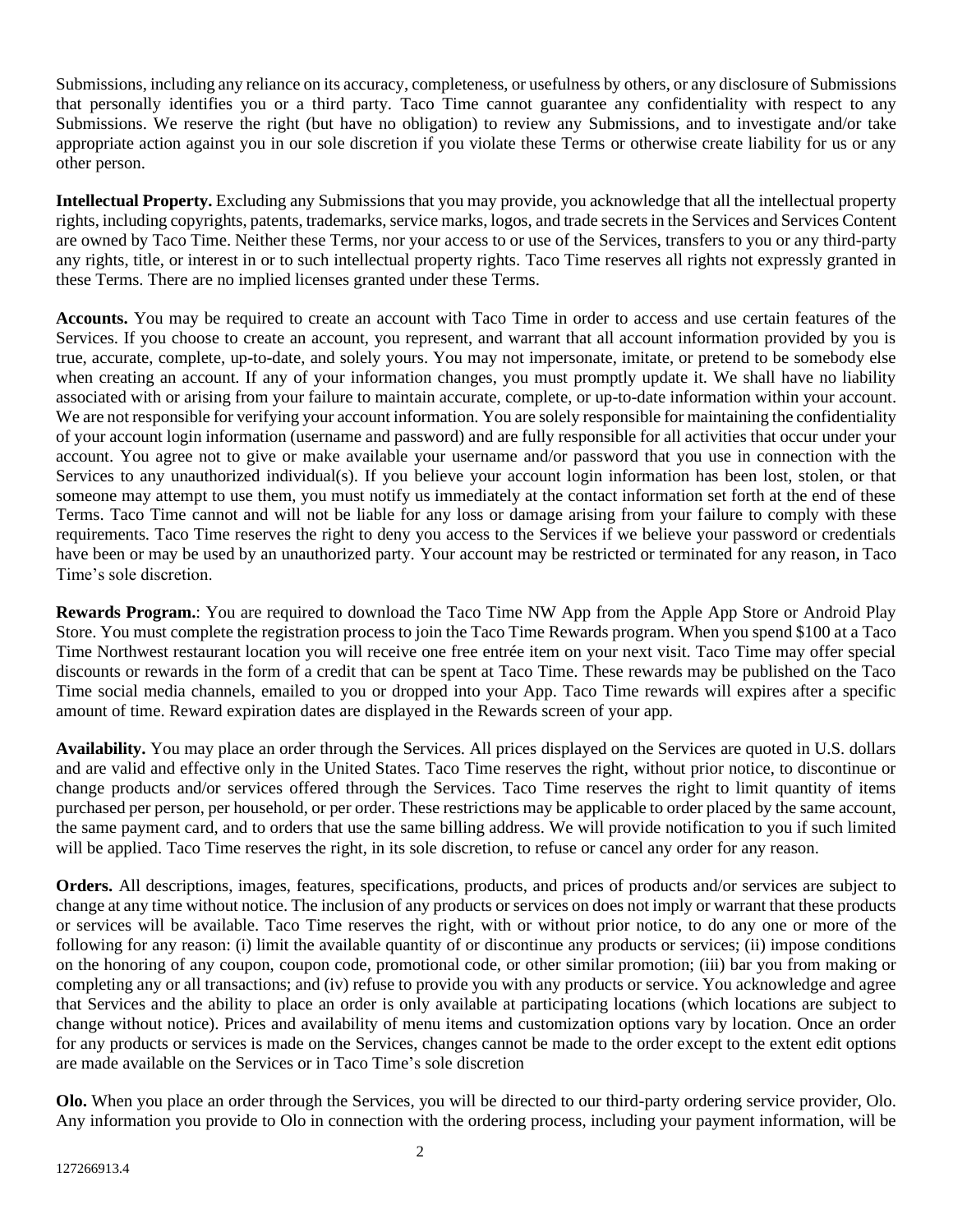Submissions, including any reliance on its accuracy, completeness, or usefulness by others, or any disclosure of Submissions that personally identifies you or a third party. Taco Time cannot guarantee any confidentiality with respect to any Submissions. We reserve the right (but have no obligation) to review any Submissions, and to investigate and/or take appropriate action against you in our sole discretion if you violate these Terms or otherwise create liability for us or any other person.

**Intellectual Property.** Excluding any Submissions that you may provide, you acknowledge that all the intellectual property rights, including copyrights, patents, trademarks, service marks, logos, and trade secrets in the Services and Services Content are owned by Taco Time. Neither these Terms, nor your access to or use of the Services, transfers to you or any third-party any rights, title, or interest in or to such intellectual property rights. Taco Time reserves all rights not expressly granted in these Terms. There are no implied licenses granted under these Terms.

**Accounts.** You may be required to create an account with Taco Time in order to access and use certain features of the Services. If you choose to create an account, you represent, and warrant that all account information provided by you is true, accurate, complete, up-to-date, and solely yours. You may not impersonate, imitate, or pretend to be somebody else when creating an account. If any of your information changes, you must promptly update it. We shall have no liability associated with or arising from your failure to maintain accurate, complete, or up-to-date information within your account. We are not responsible for verifying your account information. You are solely responsible for maintaining the confidentiality of your account login information (username and password) and are fully responsible for all activities that occur under your account. You agree not to give or make available your username and/or password that you use in connection with the Services to any unauthorized individual(s). If you believe your account login information has been lost, stolen, or that someone may attempt to use them, you must notify us immediately at the contact information set forth at the end of these Terms. Taco Time cannot and will not be liable for any loss or damage arising from your failure to comply with these requirements. Taco Time reserves the right to deny you access to the Services if we believe your password or credentials have been or may be used by an unauthorized party. Your account may be restricted or terminated for any reason, in Taco Time's sole discretion.

**Rewards Program.**: You are required to download the Taco Time NW App from the Apple App Store or Android Play Store. You must complete the registration process to join the Taco Time Rewards program. When you spend $100 at a Taco Time Northwest restaurant location you will receive one free entrée item on your next visit. Taco Time may offer special discounts or rewards in the form of a credit that can be spent at Taco Time. These rewards may be published on the Taco Time social media channels, emailed to you or dropped into your App. Taco Time rewards will expires after a specific amount of time. Reward expiration dates are displayed in the Rewards screen of your app.

**Availability.** You may place an order through the Services. All prices displayed on the Services are quoted in U.S. dollars and are valid and effective only in the United States. Taco Time reserves the right, without prior notice, to discontinue or change products and/or services offered through the Services. Taco Time reserves the right to limit quantity of items purchased per person, per household, or per order. These restrictions may be applicable to order placed by the same account, the same payment card, and to orders that use the same billing address. We will provide notification to you if such limited will be applied. Taco Time reserves the right, in its sole discretion, to refuse or cancel any order for any reason.

**Orders.** All descriptions, images, features, specifications, products, and prices of products and/or services are subject to change at any time without notice. The inclusion of any products or services on does not imply or warrant that these products or services will be available. Taco Time reserves the right, with or without prior notice, to do any one or more of the following for any reason: (i) limit the available quantity of or discontinue any products or services; (ii) impose conditions on the honoring of any coupon, coupon code, promotional code, or other similar promotion; (iii) bar you from making or completing any or all transactions; and (iv) refuse to provide you with any products or service. You acknowledge and agree that Services and the ability to place an order is only available at participating locations (which locations are subject to change without notice). Prices and availability of menu items and customization options vary by location. Once an order for any products or services is made on the Services, changes cannot be made to the order except to the extent edit options are made available on the Services or in Taco Time's sole discretion

**Olo.** When you place an order through the Services, you will be directed to our third-party ordering service provider, Olo. Any information you provide to Olo in connection with the ordering process, including your payment information, will be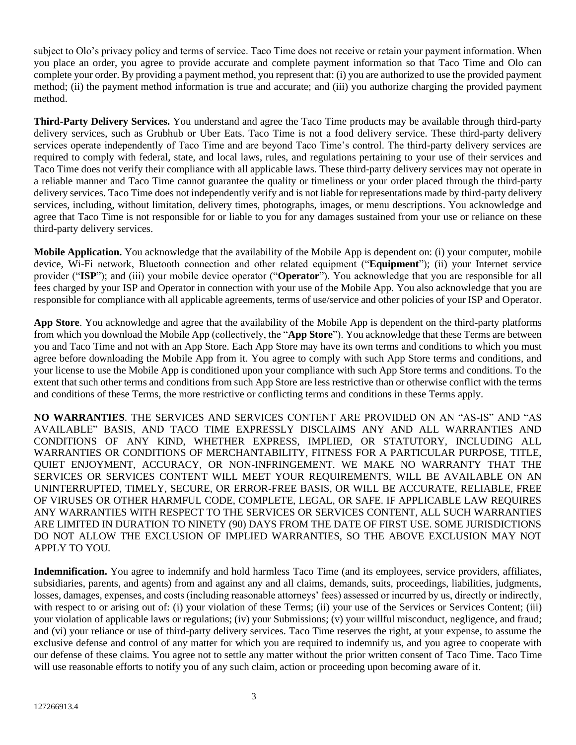subject to Olo's privacy policy and terms of service. Taco Time does not receive or retain your payment information. When you place an order, you agree to provide accurate and complete payment information so that Taco Time and Olo can complete your order. By providing a payment method, you represent that: (i) you are authorized to use the provided payment method; (ii) the payment method information is true and accurate; and (iii) you authorize charging the provided payment method.

**Third-Party Delivery Services.** You understand and agree the Taco Time products may be available through third-party delivery services, such as Grubhub or Uber Eats. Taco Time is not a food delivery service. These third-party delivery services operate independently of Taco Time and are beyond Taco Time's control. The third-party delivery services are required to comply with federal, state, and local laws, rules, and regulations pertaining to your use of their services and Taco Time does not verify their compliance with all applicable laws. These third-party delivery services may not operate in a reliable manner and Taco Time cannot guarantee the quality or timeliness or your order placed through the third-party delivery services. Taco Time does not independently verify and is not liable for representations made by third-party delivery services, including, without limitation, delivery times, photographs, images, or menu descriptions. You acknowledge and agree that Taco Time is not responsible for or liable to you for any damages sustained from your use or reliance on these third-party delivery services.

**Mobile Application.** You acknowledge that the availability of the Mobile App is dependent on: (i) your computer, mobile device, Wi-Fi network, Bluetooth connection and other related equipment ("**Equipment**"); (ii) your Internet service provider ("**ISP**"); and (iii) your mobile device operator ("**Operator**"). You acknowledge that you are responsible for all fees charged by your ISP and Operator in connection with your use of the Mobile App. You also acknowledge that you are responsible for compliance with all applicable agreements, terms of use/service and other policies of your ISP and Operator.

**App Store**. You acknowledge and agree that the availability of the Mobile App is dependent on the third-party platforms from which you download the Mobile App (collectively, the "**App Store**"). You acknowledge that these Terms are between you and Taco Time and not with an App Store. Each App Store may have its own terms and conditions to which you must agree before downloading the Mobile App from it. You agree to comply with such App Store terms and conditions, and your license to use the Mobile App is conditioned upon your compliance with such App Store terms and conditions. To the extent that such other terms and conditions from such App Store are less restrictive than or otherwise conflict with the terms and conditions of these Terms, the more restrictive or conflicting terms and conditions in these Terms apply.

**NO WARRANTIES**. THE SERVICES AND SERVICES CONTENT ARE PROVIDED ON AN "AS-IS" AND "AS AVAILABLE" BASIS, AND TACO TIME EXPRESSLY DISCLAIMS ANY AND ALL WARRANTIES AND CONDITIONS OF ANY KIND, WHETHER EXPRESS, IMPLIED, OR STATUTORY, INCLUDING ALL WARRANTIES OR CONDITIONS OF MERCHANTABILITY, FITNESS FOR A PARTICULAR PURPOSE, TITLE, QUIET ENJOYMENT, ACCURACY, OR NON-INFRINGEMENT. WE MAKE NO WARRANTY THAT THE SERVICES OR SERVICES CONTENT WILL MEET YOUR REQUIREMENTS, WILL BE AVAILABLE ON AN UNINTERRUPTED, TIMELY, SECURE, OR ERROR-FREE BASIS, OR WILL BE ACCURATE, RELIABLE, FREE OF VIRUSES OR OTHER HARMFUL CODE, COMPLETE, LEGAL, OR SAFE. IF APPLICABLE LAW REQUIRES ANY WARRANTIES WITH RESPECT TO THE SERVICES OR SERVICES CONTENT, ALL SUCH WARRANTIES ARE LIMITED IN DURATION TO NINETY (90) DAYS FROM THE DATE OF FIRST USE. SOME JURISDICTIONS DO NOT ALLOW THE EXCLUSION OF IMPLIED WARRANTIES, SO THE ABOVE EXCLUSION MAY NOT APPLY TO YOU.

**Indemnification.** You agree to indemnify and hold harmless Taco Time (and its employees, service providers, affiliates, subsidiaries, parents, and agents) from and against any and all claims, demands, suits, proceedings, liabilities, judgments, losses, damages, expenses, and costs (including reasonable attorneys' fees) assessed or incurred by us, directly or indirectly, with respect to or arising out of: (i) your violation of these Terms; (ii) your use of the Services or Services Content; (iii) your violation of applicable laws or regulations; (iv) your Submissions; (v) your willful misconduct, negligence, and fraud; and (vi) your reliance or use of third-party delivery services. Taco Time reserves the right, at your expense, to assume the exclusive defense and control of any matter for which you are required to indemnify us, and you agree to cooperate with our defense of these claims. You agree not to settle any matter without the prior written consent of Taco Time. Taco Time will use reasonable efforts to notify you of any such claim, action or proceeding upon becoming aware of it.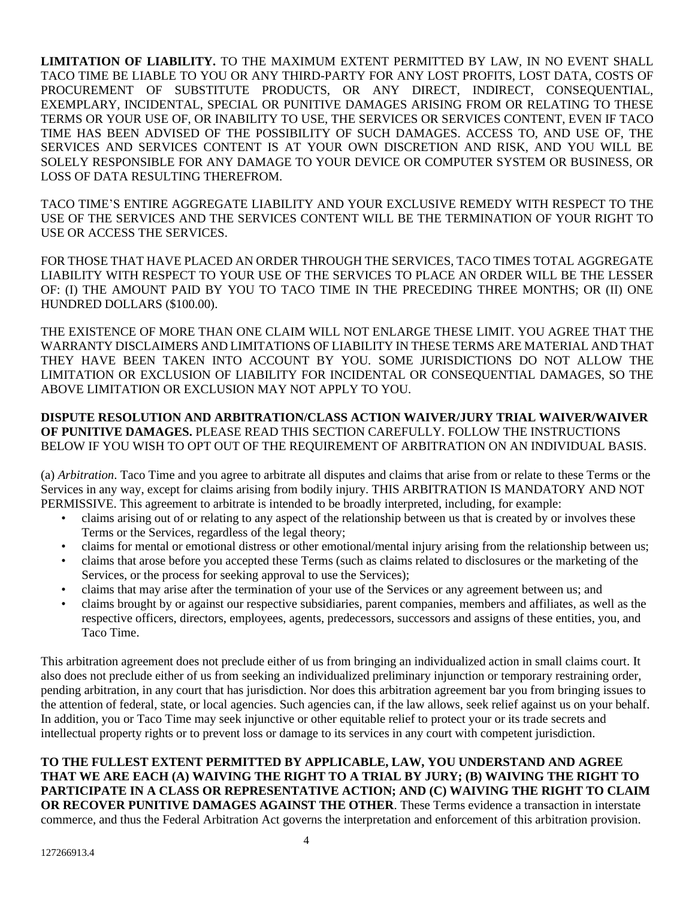**LIMITATION OF LIABILITY.** TO THE MAXIMUM EXTENT PERMITTED BY LAW, IN NO EVENT SHALL TACO TIME BE LIABLE TO YOU OR ANY THIRD-PARTY FOR ANY LOST PROFITS, LOST DATA, COSTS OF PROCUREMENT OF SUBSTITUTE PRODUCTS, OR ANY DIRECT, INDIRECT, CONSEQUENTIAL, EXEMPLARY, INCIDENTAL, SPECIAL OR PUNITIVE DAMAGES ARISING FROM OR RELATING TO THESE TERMS OR YOUR USE OF, OR INABILITY TO USE, THE SERVICES OR SERVICES CONTENT, EVEN IF TACO TIME HAS BEEN ADVISED OF THE POSSIBILITY OF SUCH DAMAGES. ACCESS TO, AND USE OF, THE SERVICES AND SERVICES CONTENT IS AT YOUR OWN DISCRETION AND RISK, AND YOU WILL BE SOLELY RESPONSIBLE FOR ANY DAMAGE TO YOUR DEVICE OR COMPUTER SYSTEM OR BUSINESS, OR LOSS OF DATA RESULTING THEREFROM.

TACO TIME'S ENTIRE AGGREGATE LIABILITY AND YOUR EXCLUSIVE REMEDY WITH RESPECT TO THE USE OF THE SERVICES AND THE SERVICES CONTENT WILL BE THE TERMINATION OF YOUR RIGHT TO USE OR ACCESS THE SERVICES.

FOR THOSE THAT HAVE PLACED AN ORDER THROUGH THE SERVICES, TACO TIMES TOTAL AGGREGATE LIABILITY WITH RESPECT TO YOUR USE OF THE SERVICES TO PLACE AN ORDER WILL BE THE LESSER OF: (I) THE AMOUNT PAID BY YOU TO TACO TIME IN THE PRECEDING THREE MONTHS; OR (II) ONE HUNDRED DOLLARS ($100.00).

THE EXISTENCE OF MORE THAN ONE CLAIM WILL NOT ENLARGE THESE LIMIT. YOU AGREE THAT THE WARRANTY DISCLAIMERS AND LIMITATIONS OF LIABILITY IN THESE TERMS ARE MATERIAL AND THAT THEY HAVE BEEN TAKEN INTO ACCOUNT BY YOU. SOME JURISDICTIONS DO NOT ALLOW THE LIMITATION OR EXCLUSION OF LIABILITY FOR INCIDENTAL OR CONSEQUENTIAL DAMAGES, SO THE ABOVE LIMITATION OR EXCLUSION MAY NOT APPLY TO YOU.

**DISPUTE RESOLUTION AND ARBITRATION/CLASS ACTION WAIVER/JURY TRIAL WAIVER/WAIVER OF PUNITIVE DAMAGES.** PLEASE READ THIS SECTION CAREFULLY. FOLLOW THE INSTRUCTIONS BELOW IF YOU WISH TO OPT OUT OF THE REQUIREMENT OF ARBITRATION ON AN INDIVIDUAL BASIS.

(a) *Arbitration*. Taco Time and you agree to arbitrate all disputes and claims that arise from or relate to these Terms or the Services in any way, except for claims arising from bodily injury. THIS ARBITRATION IS MANDATORY AND NOT PERMISSIVE. This agreement to arbitrate is intended to be broadly interpreted, including, for example:

- claims arising out of or relating to any aspect of the relationship between us that is created by or involves these Terms or the Services, regardless of the legal theory;
- claims for mental or emotional distress or other emotional/mental injury arising from the relationship between us;
- claims that arose before you accepted these Terms (such as claims related to disclosures or the marketing of the Services, or the process for seeking approval to use the Services);
- claims that may arise after the termination of your use of the Services or any agreement between us; and
- claims brought by or against our respective subsidiaries, parent companies, members and affiliates, as well as the respective officers, directors, employees, agents, predecessors, successors and assigns of these entities, you, and Taco Time.

This arbitration agreement does not preclude either of us from bringing an individualized action in small claims court. It also does not preclude either of us from seeking an individualized preliminary injunction or temporary restraining order, pending arbitration, in any court that has jurisdiction. Nor does this arbitration agreement bar you from bringing issues to the attention of federal, state, or local agencies. Such agencies can, if the law allows, seek relief against us on your behalf. In addition, you or Taco Time may seek injunctive or other equitable relief to protect your or its trade secrets and intellectual property rights or to prevent loss or damage to its services in any court with competent jurisdiction.

**TO THE FULLEST EXTENT PERMITTED BY APPLICABLE, LAW, YOU UNDERSTAND AND AGREE THAT WE ARE EACH (A) WAIVING THE RIGHT TO A TRIAL BY JURY; (B) WAIVING THE RIGHT TO PARTICIPATE IN A CLASS OR REPRESENTATIVE ACTION; AND (C) WAIVING THE RIGHT TO CLAIM OR RECOVER PUNITIVE DAMAGES AGAINST THE OTHER**. These Terms evidence a transaction in interstate commerce, and thus the Federal Arbitration Act governs the interpretation and enforcement of this arbitration provision.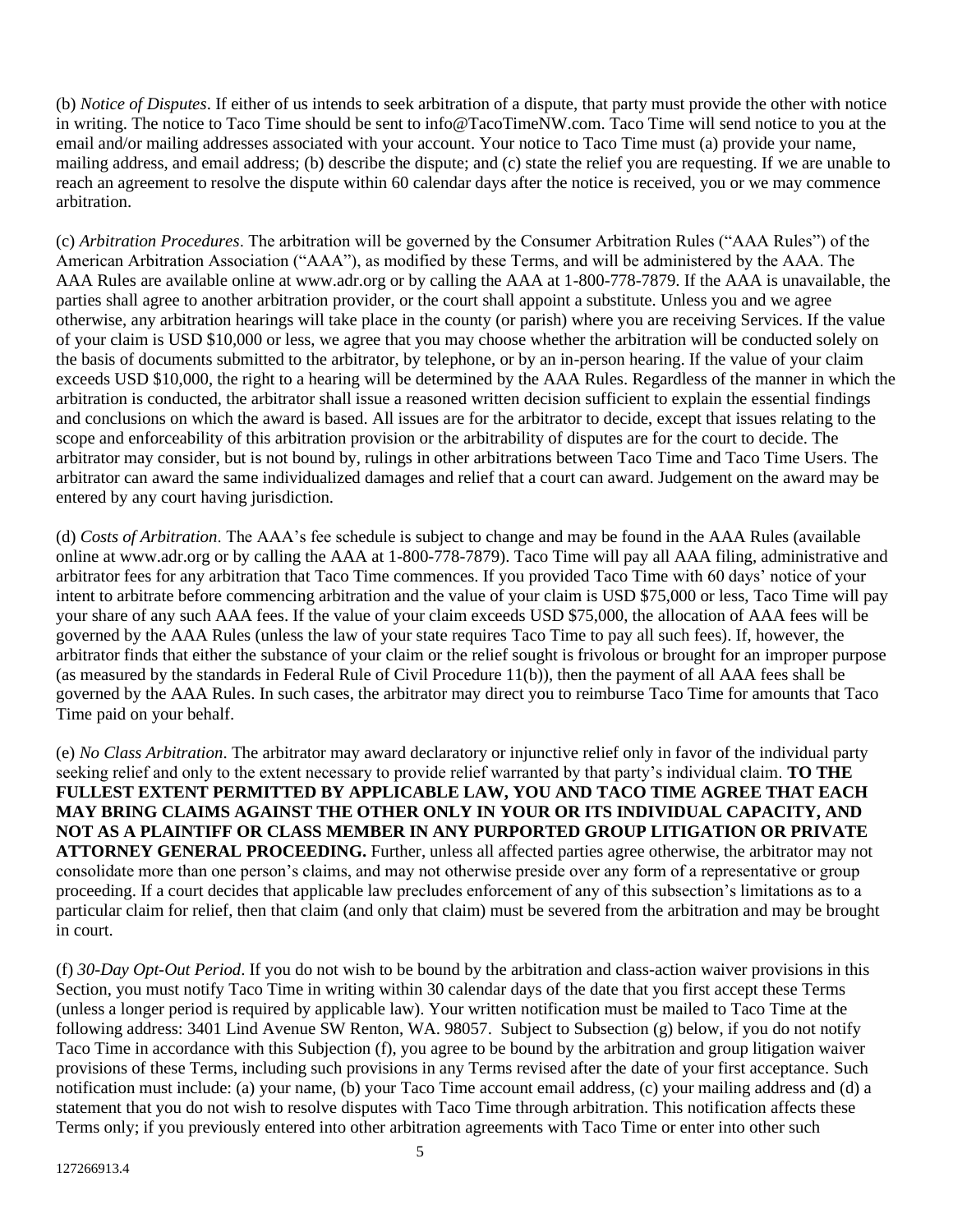(b) *Notice of Disputes*. If either of us intends to seek arbitration of a dispute, that party must provide the other with notice in writing. The notice to Taco Time should be sent to info@TacoTimeNW.com. Taco Time will send notice to you at the email and/or mailing addresses associated with your account. Your notice to Taco Time must (a) provide your name, mailing address, and email address; (b) describe the dispute; and (c) state the relief you are requesting. If we are unable to reach an agreement to resolve the dispute within 60 calendar days after the notice is received, you or we may commence arbitration.

(c) *Arbitration Procedures*. The arbitration will be governed by the Consumer Arbitration Rules ("AAA Rules") of the American Arbitration Association ("AAA"), as modified by these Terms, and will be administered by the AAA. The AAA Rules are available online at www.adr.org or by calling the AAA at 1-800-778-7879. If the AAA is unavailable, the parties shall agree to another arbitration provider, or the court shall appoint a substitute. Unless you and we agree otherwise, any arbitration hearings will take place in the county (or parish) where you are receiving Services. If the value of your claim is USD $10,000 or less, we agree that you may choose whether the arbitration will be conducted solely on the basis of documents submitted to the arbitrator, by telephone, or by an in-person hearing. If the value of your claim exceeds USD $10,000, the right to a hearing will be determined by the AAA Rules. Regardless of the manner in which the arbitration is conducted, the arbitrator shall issue a reasoned written decision sufficient to explain the essential findings and conclusions on which the award is based. All issues are for the arbitrator to decide, except that issues relating to the scope and enforceability of this arbitration provision or the arbitrability of disputes are for the court to decide. The arbitrator may consider, but is not bound by, rulings in other arbitrations between Taco Time and Taco Time Users. The arbitrator can award the same individualized damages and relief that a court can award. Judgement on the award may be entered by any court having jurisdiction.

(d) *Costs of Arbitration*. The AAA's fee schedule is subject to change and may be found in the AAA Rules (available online at www.adr.org or by calling the AAA at 1-800-778-7879). Taco Time will pay all AAA filing, administrative and arbitrator fees for any arbitration that Taco Time commences. If you provided Taco Time with 60 days' notice of your intent to arbitrate before commencing arbitration and the value of your claim is USD $75,000 or less, Taco Time will pay your share of any such AAA fees. If the value of your claim exceeds USD $75,000, the allocation of AAA fees will be governed by the AAA Rules (unless the law of your state requires Taco Time to pay all such fees). If, however, the arbitrator finds that either the substance of your claim or the relief sought is frivolous or brought for an improper purpose (as measured by the standards in Federal Rule of Civil Procedure 11(b)), then the payment of all AAA fees shall be governed by the AAA Rules. In such cases, the arbitrator may direct you to reimburse Taco Time for amounts that Taco Time paid on your behalf.

(e) *No Class Arbitration*. The arbitrator may award declaratory or injunctive relief only in favor of the individual party seeking relief and only to the extent necessary to provide relief warranted by that party's individual claim. **TO THE FULLEST EXTENT PERMITTED BY APPLICABLE LAW, YOU AND TACO TIME AGREE THAT EACH MAY BRING CLAIMS AGAINST THE OTHER ONLY IN YOUR OR ITS INDIVIDUAL CAPACITY, AND NOT AS A PLAINTIFF OR CLASS MEMBER IN ANY PURPORTED GROUP LITIGATION OR PRIVATE ATTORNEY GENERAL PROCEEDING.** Further, unless all affected parties agree otherwise, the arbitrator may not consolidate more than one person's claims, and may not otherwise preside over any form of a representative or group proceeding. If a court decides that applicable law precludes enforcement of any of this subsection's limitations as to a particular claim for relief, then that claim (and only that claim) must be severed from the arbitration and may be brought in court.

(f) *30-Day Opt-Out Period*. If you do not wish to be bound by the arbitration and class-action waiver provisions in this Section, you must notify Taco Time in writing within 30 calendar days of the date that you first accept these Terms (unless a longer period is required by applicable law). Your written notification must be mailed to Taco Time at the following address: 3401 Lind Avenue SW Renton, WA. 98057. Subject to Subsection (g) below, if you do not notify Taco Time in accordance with this Subjection (f), you agree to be bound by the arbitration and group litigation waiver provisions of these Terms, including such provisions in any Terms revised after the date of your first acceptance. Such notification must include: (a) your name, (b) your Taco Time account email address, (c) your mailing address and (d) a statement that you do not wish to resolve disputes with Taco Time through arbitration. This notification affects these Terms only; if you previously entered into other arbitration agreements with Taco Time or enter into other such

127266913.4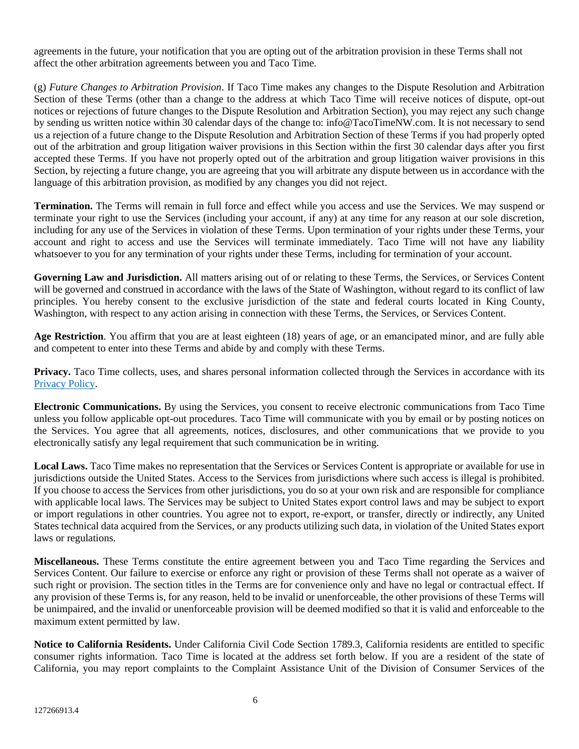agreements in the future, your notification that you are opting out of the arbitration provision in these Terms shall not affect the other arbitration agreements between you and Taco Time.

(g) *Future Changes to Arbitration Provision*. If Taco Time makes any changes to the Dispute Resolution and Arbitration Section of these Terms (other than a change to the address at which Taco Time will receive notices of dispute, opt-out notices or rejections of future changes to the Dispute Resolution and Arbitration Section), you may reject any such change by sending us written notice within 30 calendar days of the change to: info@TacoTimeNW.com. It is not necessary to send us a rejection of a future change to the Dispute Resolution and Arbitration Section of these Terms if you had properly opted out of the arbitration and group litigation waiver provisions in this Section within the first 30 calendar days after you first accepted these Terms. If you have not properly opted out of the arbitration and group litigation waiver provisions in this Section, by rejecting a future change, you are agreeing that you will arbitrate any dispute between us in accordance with the language of this arbitration provision, as modified by any changes you did not reject.

**Termination.** The Terms will remain in full force and effect while you access and use the Services. We may suspend or terminate your right to use the Services (including your account, if any) at any time for any reason at our sole discretion, including for any use of the Services in violation of these Terms. Upon termination of your rights under these Terms, your account and right to access and use the Services will terminate immediately. Taco Time will not have any liability whatsoever to you for any termination of your rights under these Terms, including for termination of your account.

**Governing Law and Jurisdiction.** All matters arising out of or relating to these Terms, the Services, or Services Content will be governed and construed in accordance with the laws of the State of Washington, without regard to its conflict of law principles. You hereby consent to the exclusive jurisdiction of the state and federal courts located in King County, Washington, with respect to any action arising in connection with these Terms, the Services, or Services Content.

**Age Restriction**. You affirm that you are at least eighteen (18) years of age, or an emancipated minor, and are fully able and competent to enter into these Terms and abide by and comply with these Terms.

**Privacy.** Taco Time collects, uses, and shares personal information collected through the Services in accordance with its Privacy Policy.

**Electronic Communications.** By using the Services, you consent to receive electronic communications from Taco Time unless you follow applicable opt-out procedures. Taco Time will communicate with you by email or by posting notices on the Services. You agree that all agreements, notices, disclosures, and other communications that we provide to you electronically satisfy any legal requirement that such communication be in writing.

**Local Laws.** Taco Time makes no representation that the Services or Services Content is appropriate or available for use in jurisdictions outside the United States. Access to the Services from jurisdictions where such access is illegal is prohibited. If you choose to access the Services from other jurisdictions, you do so at your own risk and are responsible for compliance with applicable local laws. The Services may be subject to United States export control laws and may be subject to export or import regulations in other countries. You agree not to export, re-export, or transfer, directly or indirectly, any United States technical data acquired from the Services, or any products utilizing such data, in violation of the United States export laws or regulations.

**Miscellaneous.** These Terms constitute the entire agreement between you and Taco Time regarding the Services and Services Content. Our failure to exercise or enforce any right or provision of these Terms shall not operate as a waiver of such right or provision. The section titles in the Terms are for convenience only and have no legal or contractual effect. If any provision of these Terms is, for any reason, held to be invalid or unenforceable, the other provisions of these Terms will be unimpaired, and the invalid or unenforceable provision will be deemed modified so that it is valid and enforceable to the maximum extent permitted by law.

**Notice to California Residents.** Under California Civil Code Section 1789.3, California residents are entitled to specific consumer rights information. Taco Time is located at the address set forth below. If you are a resident of the state of California, you may report complaints to the Complaint Assistance Unit of the Division of Consumer Services of the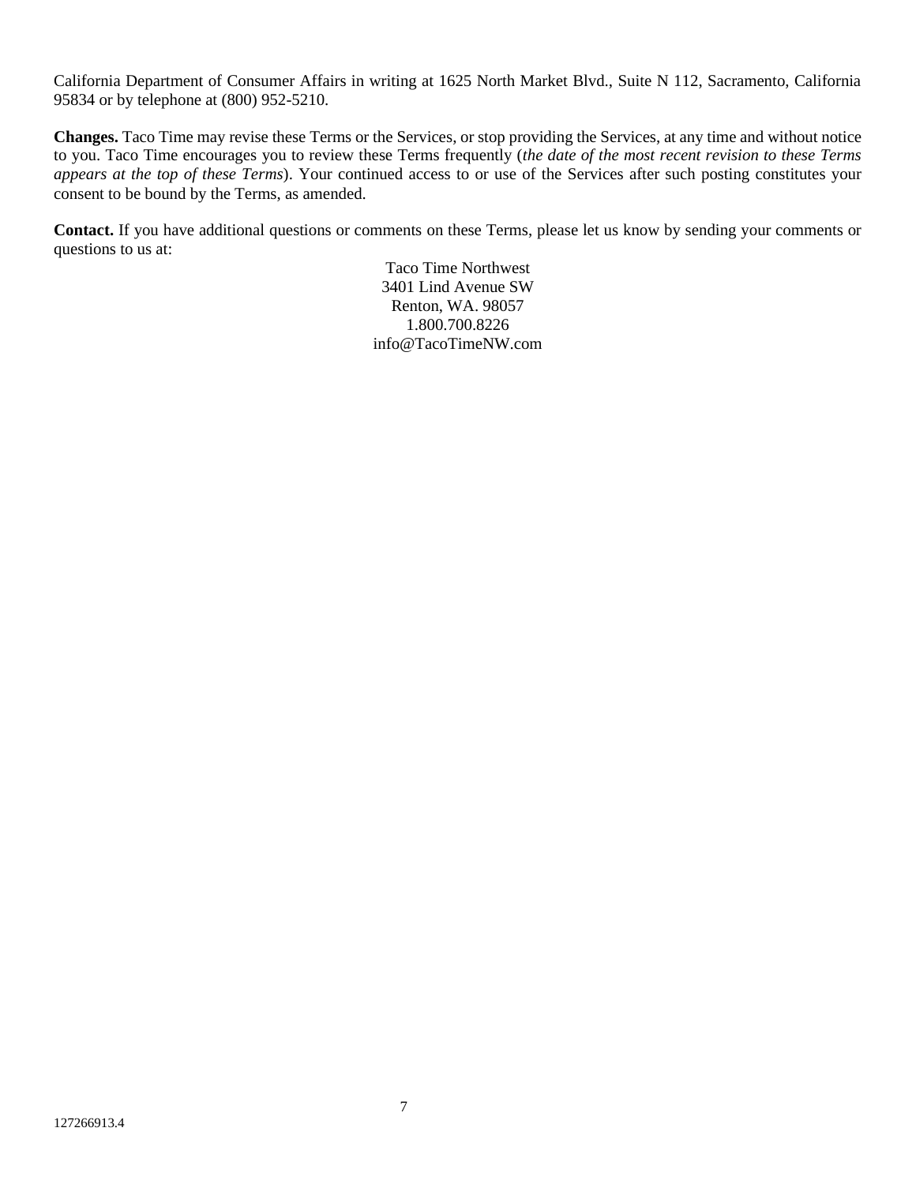California Department of Consumer Affairs in writing at 1625 North Market Blvd., Suite N 112, Sacramento, California 95834 or by telephone at (800) 952-5210.

**Changes.** Taco Time may revise these Terms or the Services, or stop providing the Services, at any time and without notice to you. Taco Time encourages you to review these Terms frequently (*the date of the most recent revision to these Terms appears at the top of these Terms*). Your continued access to or use of the Services after such posting constitutes your consent to be bound by the Terms, as amended.

**Contact.** If you have additional questions or comments on these Terms, please let us know by sending your comments or questions to us at:

Taco Time Northwest
3401 Lind Avenue SW
Renton, WA. 98057
1.800.700.8226
info@TacoTimeNW.com

127266913.4